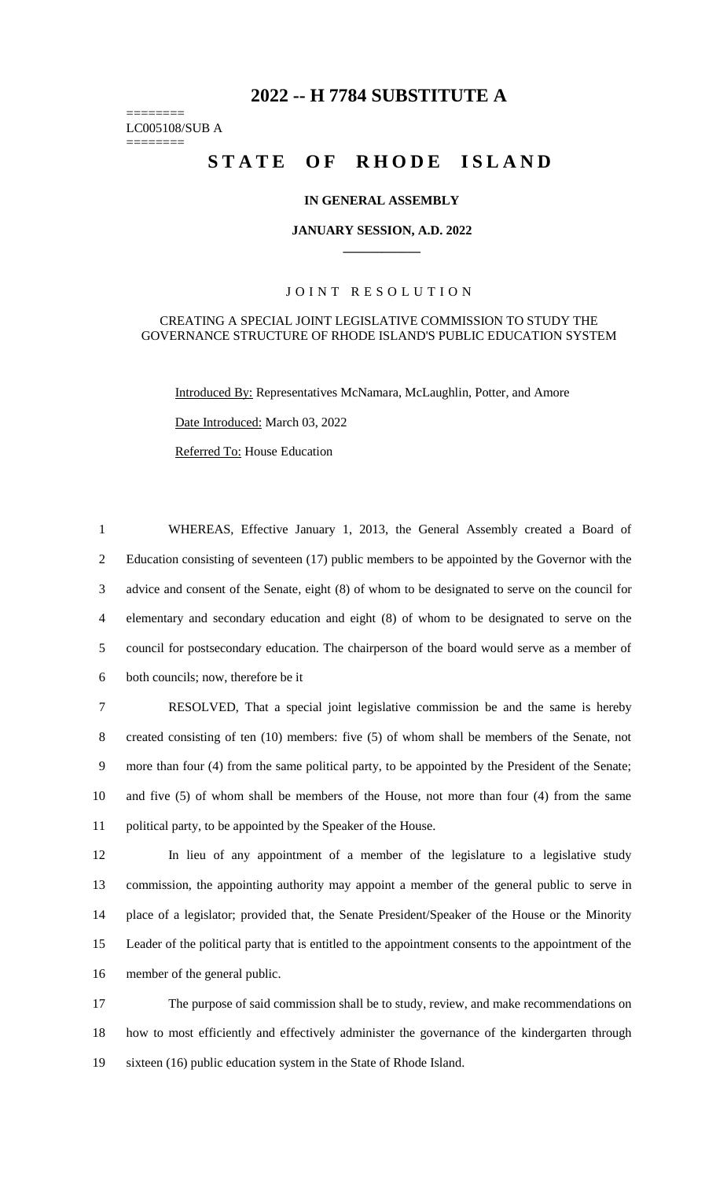# 2022 -- H 7784 SUBSTITUTE A

========
LC005108/SUB A
========

## STATE OF RHODE ISLAND

**IN GENERAL ASSEMBLY**

**JANUARY SESSION, A.D. 2022**

\_\_\_\_\_\_\_\_\_\_\_\_

JOINT RESOLUTION

CREATING A SPECIAL JOINT LEGISLATIVE COMMISSION TO STUDY THE GOVERNANCE STRUCTURE OF RHODE ISLAND'S PUBLIC EDUCATION SYSTEM

Introduced By: Representatives McNamara, McLaughlin, Potter, and Amore

Date Introduced: March 03, 2022

Referred To: House Education

WHEREAS, Effective January 1, 2013, the General Assembly created a Board of Education consisting of seventeen (17) public members to be appointed by the Governor with the advice and consent of the Senate, eight (8) of whom to be designated to serve on the council for elementary and secondary education and eight (8) of whom to be designated to serve on the council for postsecondary education. The chairperson of the board would serve as a member of both councils; now, therefore be it

RESOLVED, That a special joint legislative commission be and the same is hereby created consisting of ten (10) members: five (5) of whom shall be members of the Senate, not more than four (4) from the same political party, to be appointed by the President of the Senate; and five (5) of whom shall be members of the House, not more than four (4) from the same political party, to be appointed by the Speaker of the House.

In lieu of any appointment of a member of the legislature to a legislative study commission, the appointing authority may appoint a member of the general public to serve in place of a legislator; provided that, the Senate President/Speaker of the House or the Minority Leader of the political party that is entitled to the appointment consents to the appointment of the member of the general public.

The purpose of said commission shall be to study, review, and make recommendations on how to most efficiently and effectively administer the governance of the kindergarten through sixteen (16) public education system in the State of Rhode Island.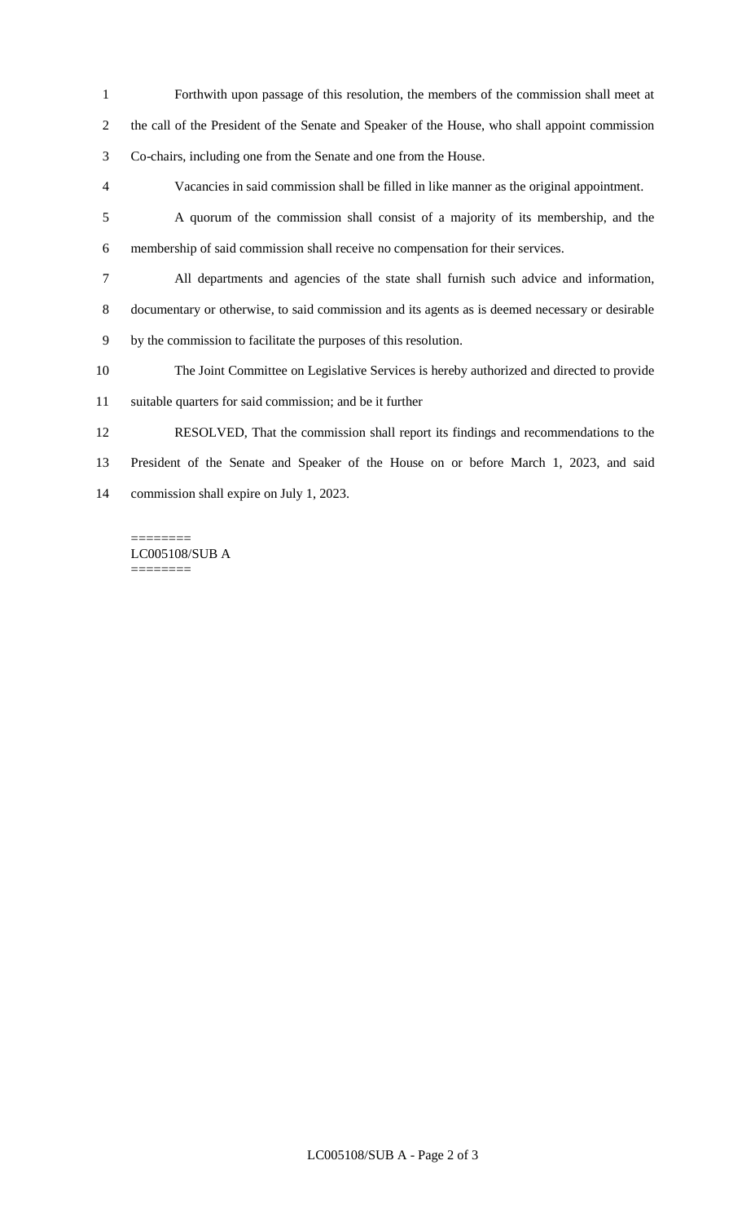Forthwith upon passage of this resolution, the members of the commission shall meet at the call of the President of the Senate and Speaker of the House, who shall appoint commission Co-chairs, including one from the Senate and one from the House.

Vacancies in said commission shall be filled in like manner as the original appointment.

A quorum of the commission shall consist of a majority of its membership, and the membership of said commission shall receive no compensation for their services.

All departments and agencies of the state shall furnish such advice and information, documentary or otherwise, to said commission and its agents as is deemed necessary or desirable by the commission to facilitate the purposes of this resolution.

The Joint Committee on Legislative Services is hereby authorized and directed to provide suitable quarters for said commission; and be it further

RESOLVED, That the commission shall report its findings and recommendations to the President of the Senate and Speaker of the House on or before March 1, 2023, and said commission shall expire on July 1, 2023.

========
LC005108/SUB A
========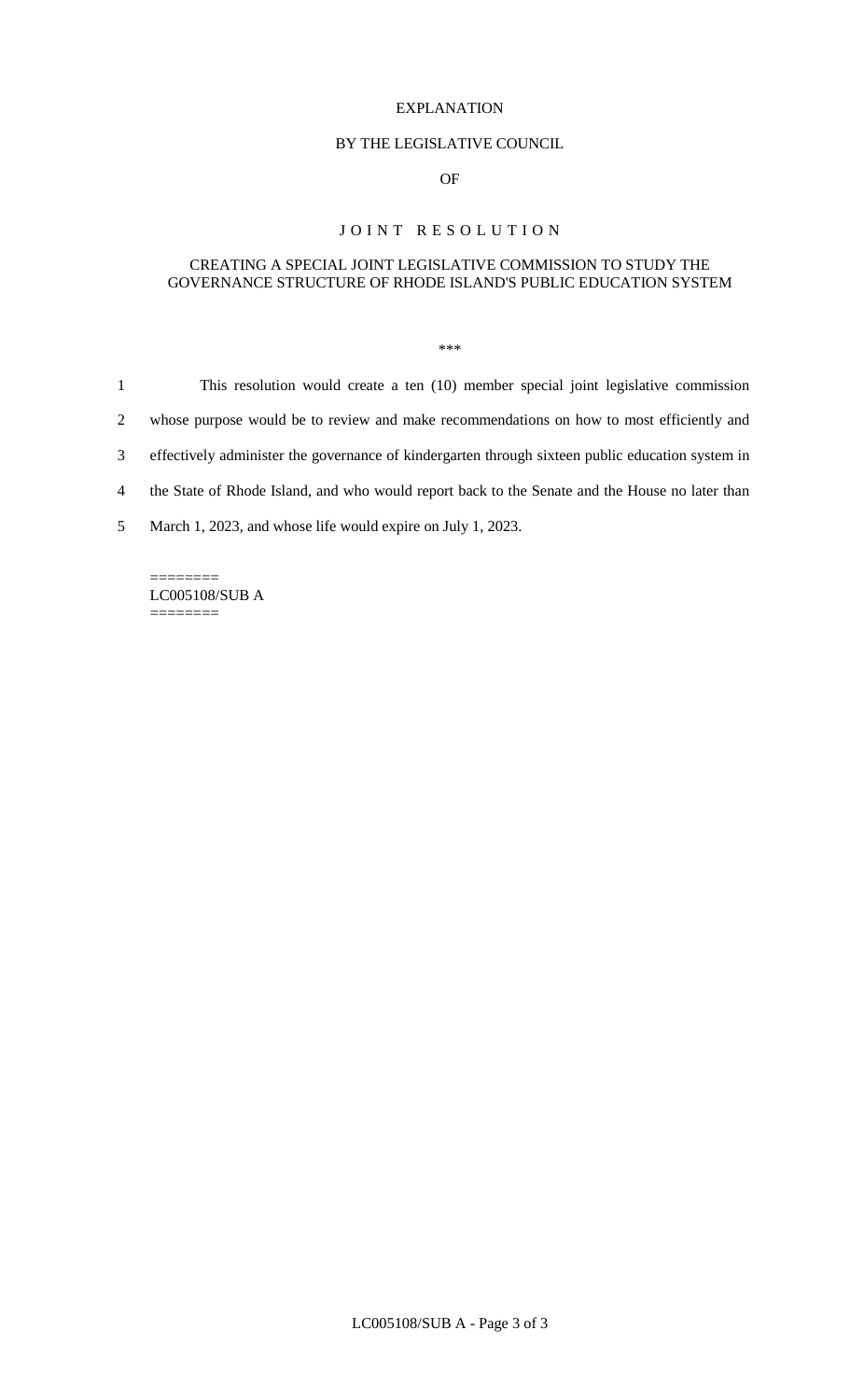EXPLANATION

BY THE LEGISLATIVE COUNCIL

OF

J O I N T  R E S O L U T I O N

CREATING A SPECIAL JOINT LEGISLATIVE COMMISSION TO STUDY THE GOVERNANCE STRUCTURE OF RHODE ISLAND'S PUBLIC EDUCATION SYSTEM

\*\*\*

1 This resolution would create a ten (10) member special joint legislative commission
2 whose purpose would be to review and make recommendations on how to most efficiently and
3 effectively administer the governance of kindergarten through sixteen public education system in
4 the State of Rhode Island, and who would report back to the Senate and the House no later than
5 March 1, 2023, and whose life would expire on July 1, 2023.

========
LC005108/SUB A
========